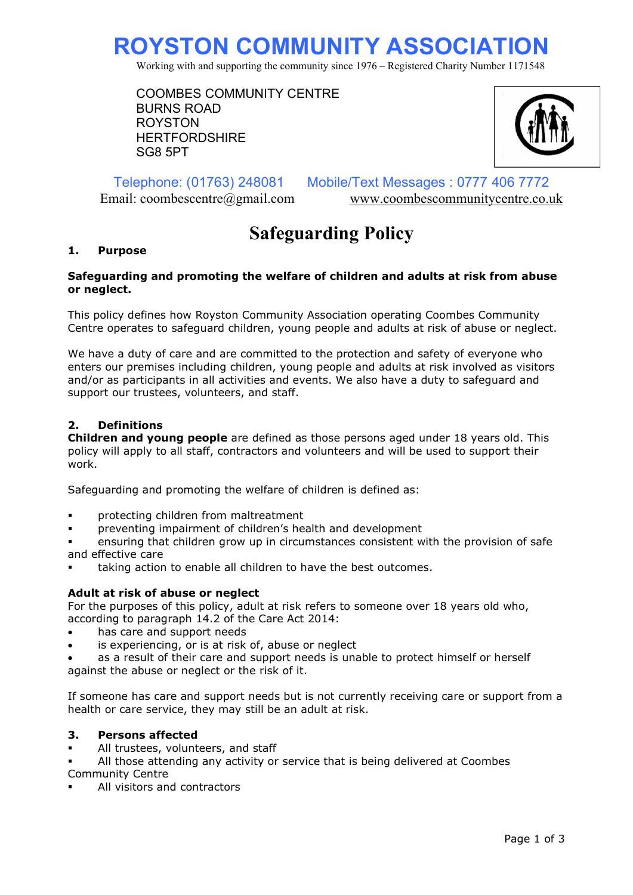# ROYSTON COMMUNITY ASSOCIATION

Working with and supporting the community since 1976 – Registered Charity Number 1171548

COOMBES COMMUNITY CENTRE
BURNS ROAD
ROYSTON
HERTFORDSHIRE
SG8 5PT

Telephone: (01763) 248081 Mobile/Text Messages : 0777 406 7772
Email: coombescentre@gmail.com www.coombescommunitycentre.co.uk

# Safeguarding Policy

## 1. Purpose

**Safeguarding and promoting the welfare of children and adults at risk from abuse or neglect.**

This policy defines how Royston Community Association operating Coombes Community Centre operates to safeguard children, young people and adults at risk of abuse or neglect.

We have a duty of care and are committed to the protection and safety of everyone who enters our premises including children, young people and adults at risk involved as visitors and/or as participants in all activities and events. We also have a duty to safeguard and support our trustees, volunteers, and staff.

## 2. Definitions

**Children and young people** are defined as those persons aged under 18 years old. This policy will apply to all staff, contractors and volunteers and will be used to support their work.

Safeguarding and promoting the welfare of children is defined as:

- protecting children from maltreatment
- preventing impairment of children's health and development
- ensuring that children grow up in circumstances consistent with the provision of safe and effective care
- taking action to enable all children to have the best outcomes.

**Adult at risk of abuse or neglect**
For the purposes of this policy, adult at risk refers to someone over 18 years old who, according to paragraph 14.2 of the Care Act 2014:

- has care and support needs
- is experiencing, or is at risk of, abuse or neglect
- as a result of their care and support needs is unable to protect himself or herself against the abuse or neglect or the risk of it.

If someone has care and support needs but is not currently receiving care or support from a health or care service, they may still be an adult at risk.

## 3. Persons affected

- All trustees, volunteers, and staff
- All those attending any activity or service that is being delivered at Coombes Community Centre
- All visitors and contractors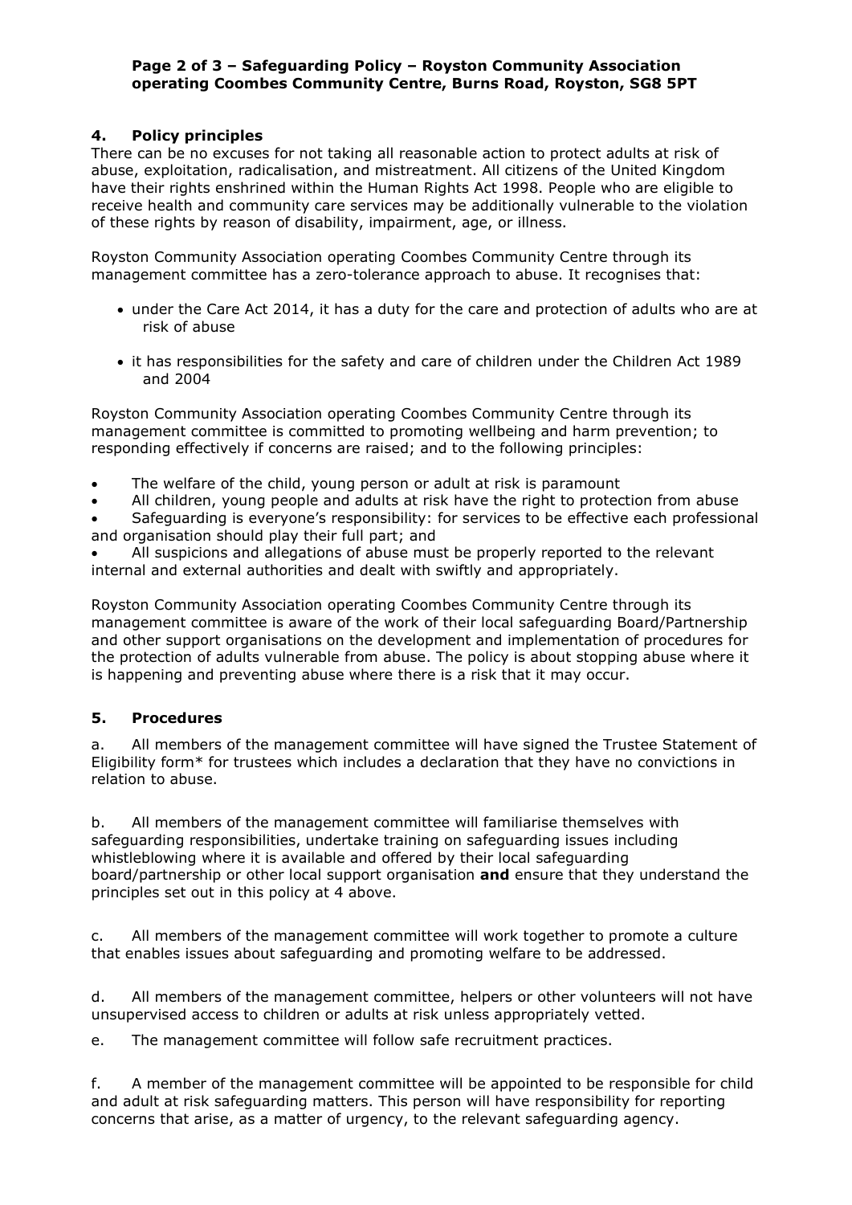## 4. Policy principles

There can be no excuses for not taking all reasonable action to protect adults at risk of abuse, exploitation, radicalisation, and mistreatment. All citizens of the United Kingdom have their rights enshrined within the Human Rights Act 1998. People who are eligible to receive health and community care services may be additionally vulnerable to the violation of these rights by reason of disability, impairment, age, or illness.

Royston Community Association operating Coombes Community Centre through its management committee has a zero-tolerance approach to abuse. It recognises that:

- under the Care Act 2014, it has a duty for the care and protection of adults who are at risk of abuse
- it has responsibilities for the safety and care of children under the Children Act 1989 and 2004

Royston Community Association operating Coombes Community Centre through its management committee is committed to promoting wellbeing and harm prevention; to responding effectively if concerns are raised; and to the following principles:

- The welfare of the child, young person or adult at risk is paramount
- All children, young people and adults at risk have the right to protection from abuse
- Safeguarding is everyone's responsibility: for services to be effective each professional and organisation should play their full part; and
- All suspicions and allegations of abuse must be properly reported to the relevant internal and external authorities and dealt with swiftly and appropriately.

Royston Community Association operating Coombes Community Centre through its management committee is aware of the work of their local safeguarding Board/Partnership and other support organisations on the development and implementation of procedures for the protection of adults vulnerable from abuse. The policy is about stopping abuse where it is happening and preventing abuse where there is a risk that it may occur.

## 5. Procedures

a. All members of the management committee will have signed the Trustee Statement of Eligibility form* for trustees which includes a declaration that they have no convictions in relation to abuse.

b. All members of the management committee will familiarise themselves with safeguarding responsibilities, undertake training on safeguarding issues including whistleblowing where it is available and offered by their local safeguarding board/partnership or other local support organisation **and** ensure that they understand the principles set out in this policy at 4 above.

c. All members of the management committee will work together to promote a culture that enables issues about safeguarding and promoting welfare to be addressed.

d. All members of the management committee, helpers or other volunteers will not have unsupervised access to children or adults at risk unless appropriately vetted.

e. The management committee will follow safe recruitment practices.

f. A member of the management committee will be appointed to be responsible for child and adult at risk safeguarding matters. This person will have responsibility for reporting concerns that arise, as a matter of urgency, to the relevant safeguarding agency.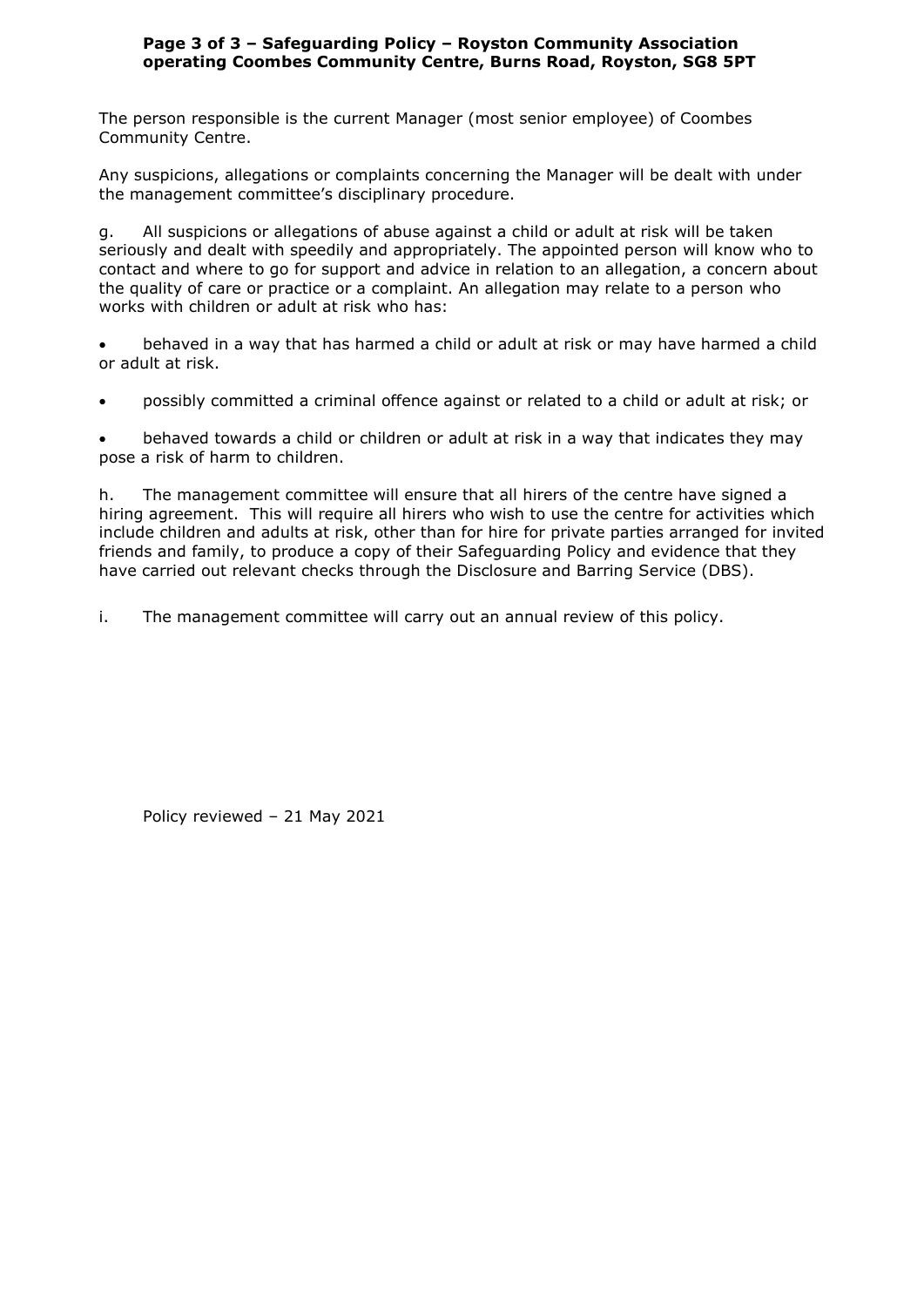The person responsible is the current Manager (most senior employee) of Coombes Community Centre.

Any suspicions, allegations or complaints concerning the Manager will be dealt with under the management committee's disciplinary procedure.

g. All suspicions or allegations of abuse against a child or adult at risk will be taken seriously and dealt with speedily and appropriately. The appointed person will know who to contact and where to go for support and advice in relation to an allegation, a concern about the quality of care or practice or a complaint. An allegation may relate to a person who works with children or adult at risk who has:

- behaved in a way that has harmed a child or adult at risk or may have harmed a child or adult at risk.
- possibly committed a criminal offence against or related to a child or adult at risk; or
- behaved towards a child or children or adult at risk in a way that indicates they may pose a risk of harm to children.

h. The management committee will ensure that all hirers of the centre have signed a hiring agreement. This will require all hirers who wish to use the centre for activities which include children and adults at risk, other than for hire for private parties arranged for invited friends and family, to produce a copy of their Safeguarding Policy and evidence that they have carried out relevant checks through the Disclosure and Barring Service (DBS).

i. The management committee will carry out an annual review of this policy.

Policy reviewed – 21 May 2021